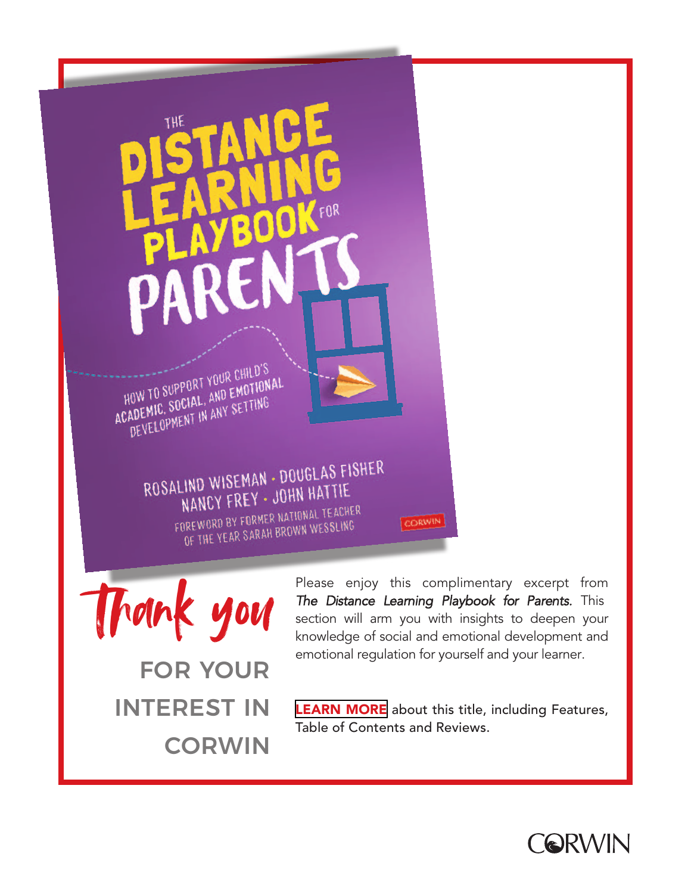THE DISTANCE LEARNING PLAYBOOK FOR PARENTS

HOW TO SUPPORT YOUR CHILD'S ACADEMIC, SOCIAL, AND EMOTIONAL DEVELOPMENT IN ANY SETTING

ROSALIND WISEMAN · DOUGLAS FISHER
NANCY FREY · JOHN HATTIE

FOREWORD BY FORMER NATIONAL TEACHER OF THE YEAR SARAH BROWN WESSLING

CORWIN

# Thank you

## FOR YOUR INTEREST IN CORWIN

Please enjoy this complimentary excerpt from *The Distance Learning Playbook for Parents.* This section will arm you with insights to deepen your knowledge of social and emotional development and emotional regulation for yourself and your learner.

**LEARN MORE** about this title, including Features, Table of Contents and Reviews.

CORWIN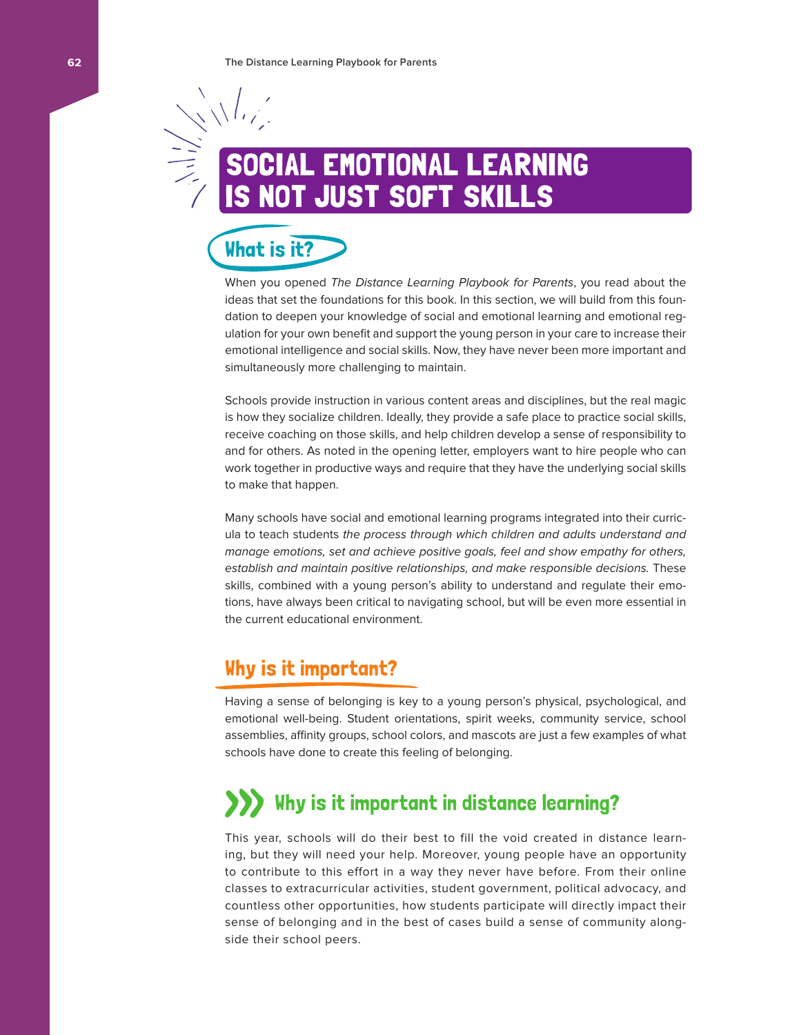# SOCIAL EMOTIONAL LEARNING IS NOT JUST SOFT SKILLS

## What is it?

When you opened *The Distance Learning Playbook for Parents*, you read about the ideas that set the foundations for this book. In this section, we will build from this foundation to deepen your knowledge of social and emotional learning and emotional regulation for your own benefit and support the young person in your care to increase their emotional intelligence and social skills. Now, they have never been more important and simultaneously more challenging to maintain.

Schools provide instruction in various content areas and disciplines, but the real magic is how they socialize children. Ideally, they provide a safe place to practice social skills, receive coaching on those skills, and help children develop a sense of responsibility to and for others. As noted in the opening letter, employers want to hire people who can work together in productive ways and require that they have the underlying social skills to make that happen.

Many schools have social and emotional learning programs integrated into their curricula to teach students *the process through which children and adults understand and manage emotions, set and achieve positive goals, feel and show empathy for others, establish and maintain positive relationships, and make responsible decisions.* These skills, combined with a young person's ability to understand and regulate their emotions, have always been critical to navigating school, but will be even more essential in the current educational environment.

## Why is it important?

Having a sense of belonging is key to a young person's physical, psychological, and emotional well-being. Student orientations, spirit weeks, community service, school assemblies, affinity groups, school colors, and mascots are just a few examples of what schools have done to create this feeling of belonging.

## Why is it important in distance learning?

This year, schools will do their best to fill the void created in distance learning, but they will need your help. Moreover, young people have an opportunity to contribute to this effort in a way they never have before. From their online classes to extracurricular activities, student government, political advocacy, and countless other opportunities, how students participate will directly impact their sense of belonging and in the best of cases build a sense of community alongside their school peers.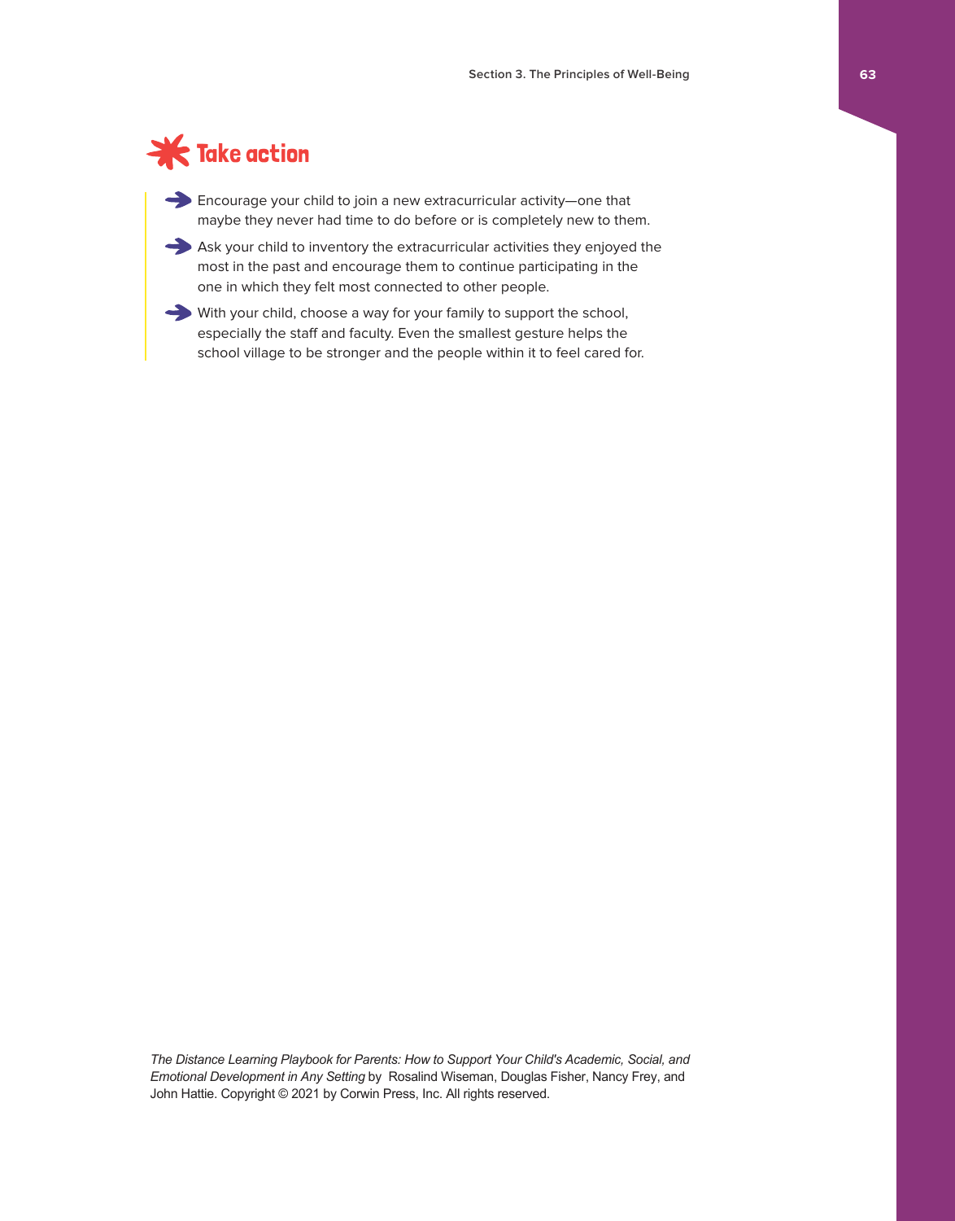## Take action

- Encourage your child to join a new extracurricular activity—one that maybe they never had time to do before or is completely new to them.
- Ask your child to inventory the extracurricular activities they enjoyed the most in the past and encourage them to continue participating in the one in which they felt most connected to other people.
- With your child, choose a way for your family to support the school, especially the staff and faculty. Even the smallest gesture helps the school village to be stronger and the people within it to feel cared for.

*The Distance Learning Playbook for Parents: How to Support Your Child's Academic, Social, and Emotional Development in Any Setting* by Rosalind Wiseman, Douglas Fisher, Nancy Frey, and John Hattie. Copyright © 2021 by Corwin Press, Inc. All rights reserved.